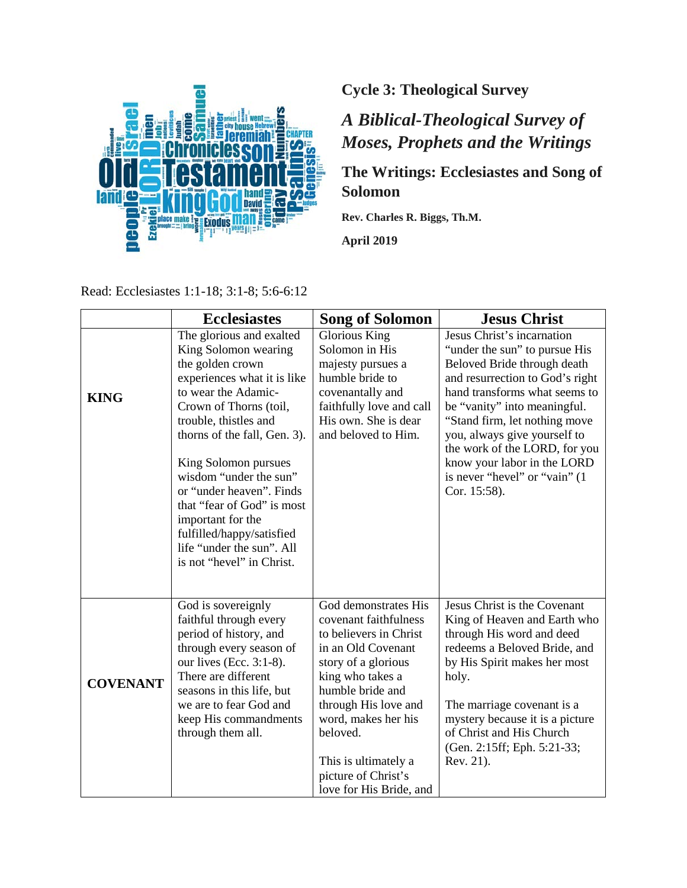**Cycle 3: Theological Survey**

## *A Biblical-Theological Survey of Moses, Prophets and the Writings*

**The Writings: Ecclesiastes and Song of Solomon**

**Rev. Charles R. Biggs, Th.M.**

**April 2019**

Read: Ecclesiastes 1:1-18; 3:1-8; 5:6-6:12

| | Ecclesiastes | Song of Solomon | Jesus Christ |
|---|---|---|---|
| **KING** | The glorious and exalted King Solomon wearing the golden crown experiences what it is like to wear the Adamic-Crown of Thorns (toil, trouble, thistles and thorns of the fall, Gen. 3).<br><br>King Solomon pursues wisdom "under the sun" or "under heaven". Finds that "fear of God" is most important for the fulfilled/happy/satisfied life "under the sun". All is not "hevel" in Christ. | Glorious King Solomon in His majesty pursues a humble bride to covenantally and faithfully love and call His own. She is dear and beloved to Him. | Jesus Christ's incarnation "under the sun" to pursue His Beloved Bride through death and resurrection to God's right hand transforms what seems to be "vanity" into meaningful. "Stand firm, let nothing move you, always give yourself to the work of the LORD, for you know your labor in the LORD is never "hevel" or "vain" (1 Cor. 15:58). |
| **COVENANT** | God is sovereignly faithful through every period of history, and through every season of our lives (Ecc. 3:1-8). There are different seasons in this life, but we are to fear God and keep His commandments through them all. | God demonstrates His covenant faithfulness to believers in Christ in an Old Covenant story of a glorious king who takes a humble bride and through His love and word, makes her his beloved.<br><br>This is ultimately a picture of Christ's love for His Bride, and | Jesus Christ is the Covenant King of Heaven and Earth who through His word and deed redeems a Beloved Bride, and by His Spirit makes her most holy.<br><br>The marriage covenant is a mystery because it is a picture of Christ and His Church (Gen. 2:15ff; Eph. 5:21-33; Rev. 21). |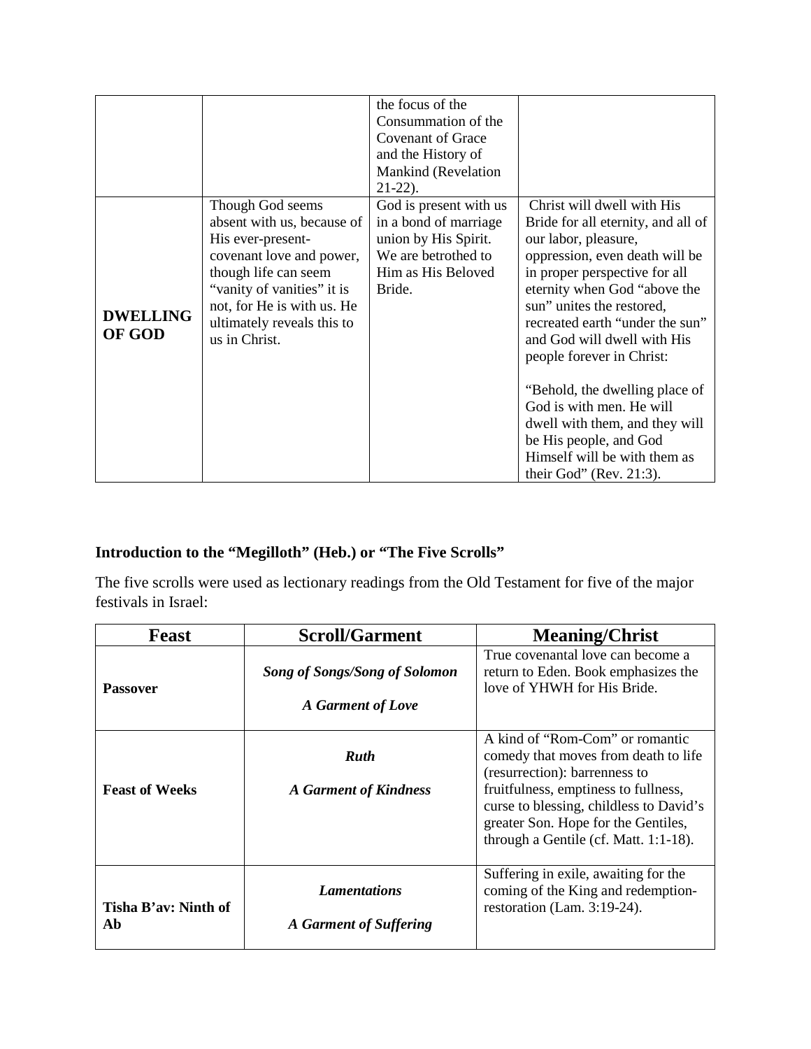| | | | |
|---|---|---|---|
| | | the focus of the Consummation of the Covenant of Grace and the History of Mankind (Revelation 21-22). | |
| **DWELLING OF GOD** | Though God seems absent with us, because of His ever-present-covenant love and power, though life can seem "vanity of vanities" it is not, for He is with us. He ultimately reveals this to us in Christ. | God is present with us in a bond of marriage union by His Spirit. We are betrothed to Him as His Beloved Bride. | Christ will dwell with His Bride for all eternity, and all of our labor, pleasure, oppression, even death will be in proper perspective for all eternity when God "above the sun" unites the restored, recreated earth "under the sun" and God will dwell with His people forever in Christ:<br><br>"Behold, the dwelling place of God is with men. He will dwell with them, and they will be His people, and God Himself will be with them as their God" (Rev. 21:3). |

**Introduction to the "Megilloth" (Heb.) or "The Five Scrolls"**

The five scrolls were used as lectionary readings from the Old Testament for five of the major festivals in Israel:

| Feast | Scroll/Garment | Meaning/Christ |
|---|---|---|
| **Passover** | ***Song of Songs/Song of Solomon***<br><br>***A Garment of Love*** | True covenantal love can become a return to Eden. Book emphasizes the love of YHWH for His Bride. |
| **Feast of Weeks** | ***Ruth***<br><br>***A Garment of Kindness*** | A kind of "Rom-Com" or romantic comedy that moves from death to life (resurrection): barrenness to fruitfulness, emptiness to fullness, curse to blessing, childless to David's greater Son. Hope for the Gentiles, through a Gentile (cf. Matt. 1:1-18). |
| **Tisha B'av: Ninth of Ab** | ***Lamentations***<br><br>***A Garment of Suffering*** | Suffering in exile, awaiting for the coming of the King and redemption-restoration (Lam. 3:19-24). |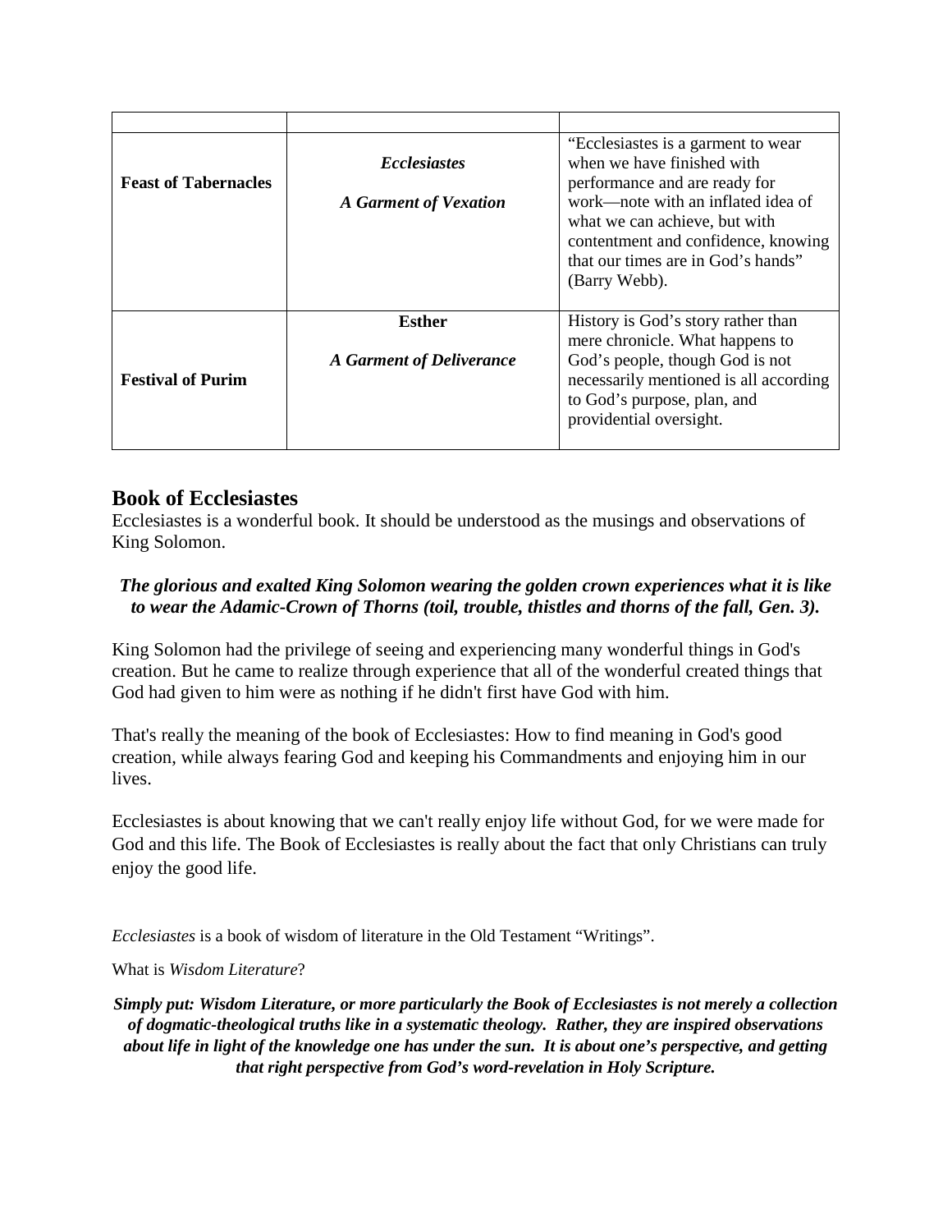| | | |
|---|---|---|
| **Feast of Tabernacles** | ***Ecclesiastes*** <br><br> ***A Garment of Vexation*** | "Ecclesiastes is a garment to wear when we have finished with performance and are ready for work—note with an inflated idea of what we can achieve, but with contentment and confidence, knowing that our times are in God's hands" (Barry Webb). |
| **Festival of Purim** | **Esther** <br><br> ***A Garment of Deliverance*** | History is God's story rather than mere chronicle. What happens to God's people, though God is not necessarily mentioned is all according to God's purpose, plan, and providential oversight. |

## Book of Ecclesiastes

Ecclesiastes is a wonderful book. It should be understood as the musings and observations of King Solomon.

***The glorious and exalted King Solomon wearing the golden crown experiences what it is like to wear the Adamic-Crown of Thorns (toil, trouble, thistles and thorns of the fall, Gen. 3).***

King Solomon had the privilege of seeing and experiencing many wonderful things in God's creation. But he came to realize through experience that all of the wonderful created things that God had given to him were as nothing if he didn't first have God with him.

That's really the meaning of the book of Ecclesiastes: How to find meaning in God's good creation, while always fearing God and keeping his Commandments and enjoying him in our lives.

Ecclesiastes is about knowing that we can't really enjoy life without God, for we were made for God and this life. The Book of Ecclesiastes is really about the fact that only Christians can truly enjoy the good life.

*Ecclesiastes* is a book of wisdom of literature in the Old Testament "Writings".

What is *Wisdom Literature*?

***Simply put: Wisdom Literature, or more particularly the Book of Ecclesiastes is not merely a collection of dogmatic-theological truths like in a systematic theology. Rather, they are inspired observations about life in light of the knowledge one has under the sun. It is about one's perspective, and getting that right perspective from God's word-revelation in Holy Scripture.***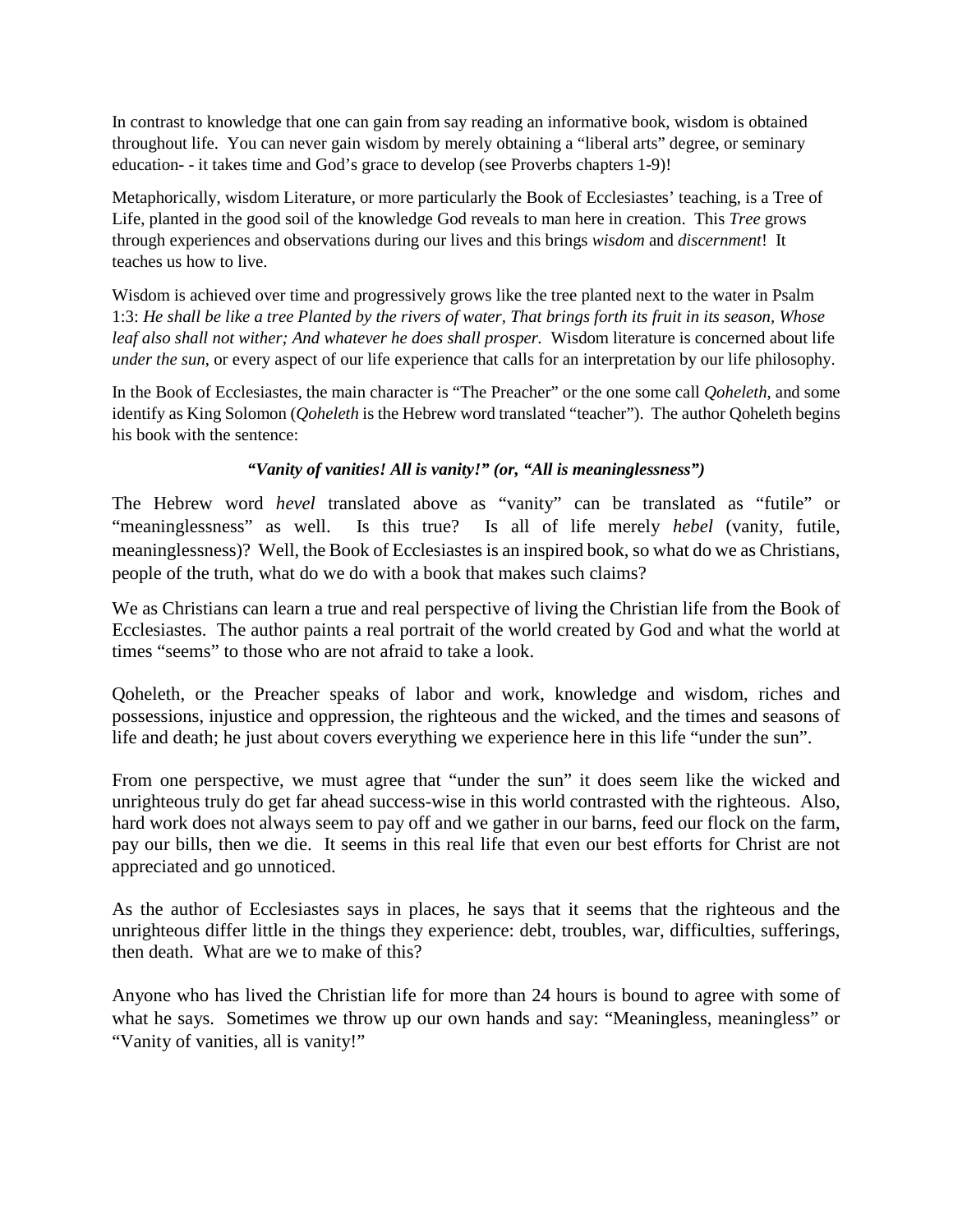In contrast to knowledge that one can gain from say reading an informative book, wisdom is obtained throughout life. You can never gain wisdom by merely obtaining a "liberal arts" degree, or seminary education- - it takes time and God's grace to develop (see Proverbs chapters 1-9)!

Metaphorically, wisdom Literature, or more particularly the Book of Ecclesiastes' teaching, is a Tree of Life, planted in the good soil of the knowledge God reveals to man here in creation. This *Tree* grows through experiences and observations during our lives and this brings *wisdom* and *discernment*! It teaches us how to live.

Wisdom is achieved over time and progressively grows like the tree planted next to the water in Psalm 1:3: *He shall be like a tree Planted by the rivers of water, That brings forth its fruit in its season, Whose leaf also shall not wither; And whatever he does shall prosper.* Wisdom literature is concerned about life *under the sun*, or every aspect of our life experience that calls for an interpretation by our life philosophy.

In the Book of Ecclesiastes, the main character is "The Preacher" or the one some call *Qoheleth*, and some identify as King Solomon (*Qoheleth* is the Hebrew word translated "teacher"). The author Qoheleth begins his book with the sentence:

***"Vanity of vanities! All is vanity!" (or, "All is meaninglessness")***

The Hebrew word *hevel* translated above as "vanity" can be translated as "futile" or "meaninglessness" as well. Is this true? Is all of life merely *hebel* (vanity, futile, meaninglessness)? Well, the Book of Ecclesiastes is an inspired book, so what do we as Christians, people of the truth, what do we do with a book that makes such claims?

We as Christians can learn a true and real perspective of living the Christian life from the Book of Ecclesiastes. The author paints a real portrait of the world created by God and what the world at times "seems" to those who are not afraid to take a look.

Qoheleth, or the Preacher speaks of labor and work, knowledge and wisdom, riches and possessions, injustice and oppression, the righteous and the wicked, and the times and seasons of life and death; he just about covers everything we experience here in this life "under the sun".

From one perspective, we must agree that "under the sun" it does seem like the wicked and unrighteous truly do get far ahead success-wise in this world contrasted with the righteous. Also, hard work does not always seem to pay off and we gather in our barns, feed our flock on the farm, pay our bills, then we die. It seems in this real life that even our best efforts for Christ are not appreciated and go unnoticed.

As the author of Ecclesiastes says in places, he says that it seems that the righteous and the unrighteous differ little in the things they experience: debt, troubles, war, difficulties, sufferings, then death. What are we to make of this?

Anyone who has lived the Christian life for more than 24 hours is bound to agree with some of what he says. Sometimes we throw up our own hands and say: "Meaningless, meaningless" or "Vanity of vanities, all is vanity!"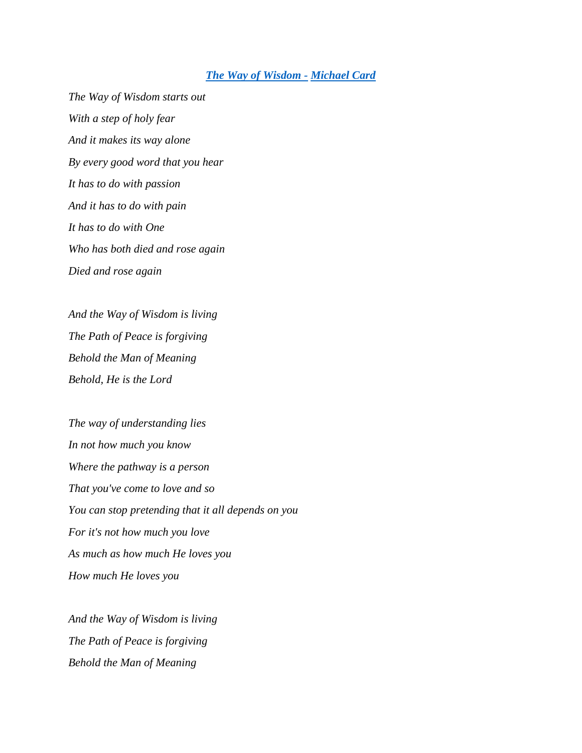## ***[The Way of Wisdom](#) - [Michael Card](#)***

*The Way of Wisdom starts out*

*With a step of holy fear*

*And it makes its way alone*

*By every good word that you hear*

*It has to do with passion*

*And it has to do with pain*

*It has to do with One*

*Who has both died and rose again*

*Died and rose again*

*And the Way of Wisdom is living*

*The Path of Peace is forgiving*

*Behold the Man of Meaning*

*Behold, He is the Lord*

*The way of understanding lies*

*In not how much you know*

*Where the pathway is a person*

*That you've come to love and so*

*You can stop pretending that it all depends on you*

*For it's not how much you love*

*As much as how much He loves you*

*How much He loves you*

*And the Way of Wisdom is living*

*The Path of Peace is forgiving*

*Behold the Man of Meaning*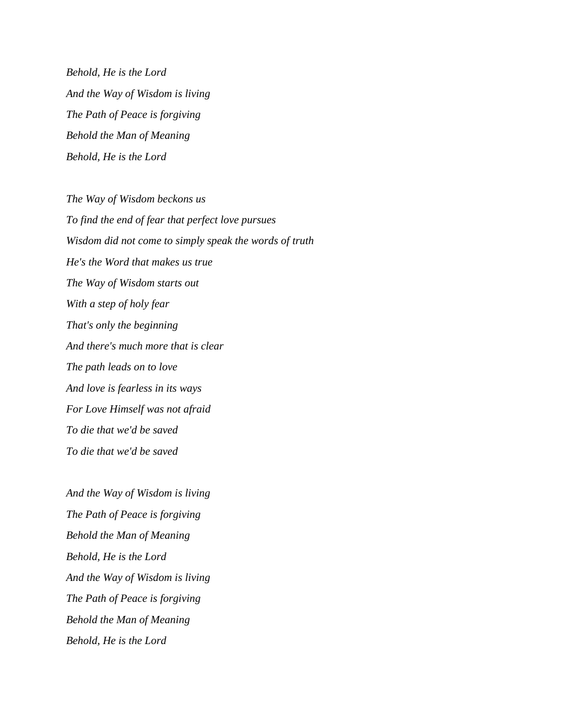*Behold, He is the Lord*  
*And the Way of Wisdom is living*  
*The Path of Peace is forgiving*  
*Behold the Man of Meaning*  
*Behold, He is the Lord*

*The Way of Wisdom beckons us*  
*To find the end of fear that perfect love pursues*  
*Wisdom did not come to simply speak the words of truth*  
*He's the Word that makes us true*  
*The Way of Wisdom starts out*  
*With a step of holy fear*  
*That's only the beginning*  
*And there's much more that is clear*  
*The path leads on to love*  
*And love is fearless in its ways*  
*For Love Himself was not afraid*  
*To die that we'd be saved*  
*To die that we'd be saved*

*And the Way of Wisdom is living*  
*The Path of Peace is forgiving*  
*Behold the Man of Meaning*  
*Behold, He is the Lord*  
*And the Way of Wisdom is living*  
*The Path of Peace is forgiving*  
*Behold the Man of Meaning*  
*Behold, He is the Lord*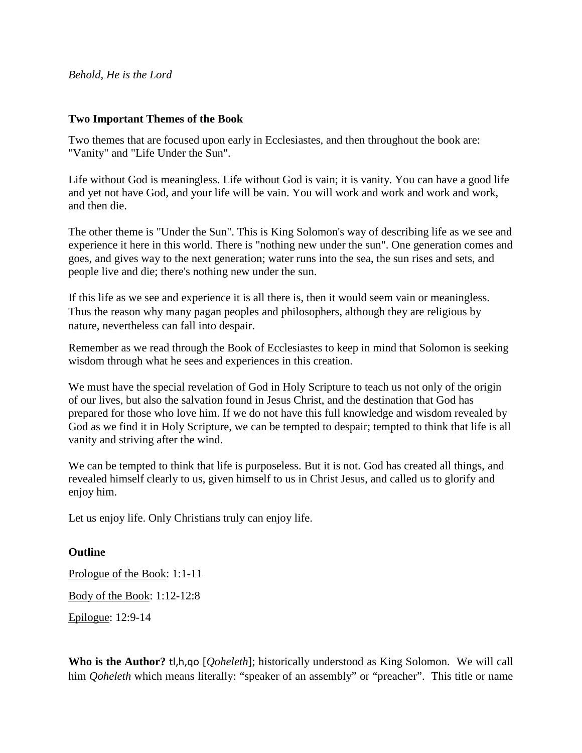*Behold, He is the Lord*

**Two Important Themes of the Book**

Two themes that are focused upon early in Ecclesiastes, and then throughout the book are: "Vanity" and "Life Under the Sun".

Life without God is meaningless. Life without God is vain; it is vanity. You can have a good life and yet not have God, and your life will be vain. You will work and work and work and work, and then die.

The other theme is "Under the Sun". This is King Solomon's way of describing life as we see and experience it here in this world. There is "nothing new under the sun". One generation comes and goes, and gives way to the next generation; water runs into the sea, the sun rises and sets, and people live and die; there's nothing new under the sun.

If this life as we see and experience it is all there is, then it would seem vain or meaningless. Thus the reason why many pagan peoples and philosophers, although they are religious by nature, nevertheless can fall into despair.

Remember as we read through the Book of Ecclesiastes to keep in mind that Solomon is seeking wisdom through what he sees and experiences in this creation.

We must have the special revelation of God in Holy Scripture to teach us not only of the origin of our lives, but also the salvation found in Jesus Christ, and the destination that God has prepared for those who love him. If we do not have this full knowledge and wisdom revealed by God as we find it in Holy Scripture, we can be tempted to despair; tempted to think that life is all vanity and striving after the wind.

We can be tempted to think that life is purposeless. But it is not. God has created all things, and revealed himself clearly to us, given himself to us in Christ Jesus, and called us to glorify and enjoy him.

Let us enjoy life. Only Christians truly can enjoy life.

**Outline**

Prologue of the Book: 1:1-11

Body of the Book: 1:12-12:8

Epilogue: 12:9-14

**Who is the Author?** tl,h,qo [*Qoheleth*]; historically understood as King Solomon. We will call him *Qoheleth* which means literally: "speaker of an assembly" or "preacher". This title or name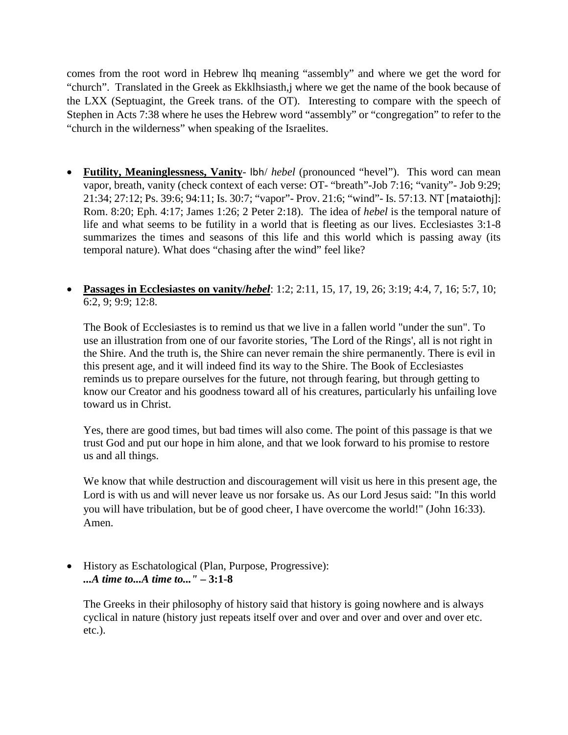comes from the root word in Hebrew lhq meaning "assembly" and where we get the word for "church". Translated in the Greek as Ekklhsiasth,j where we get the name of the book because of the LXX (Septuagint, the Greek trans. of the OT). Interesting to compare with the speech of Stephen in Acts 7:38 where he uses the Hebrew word "assembly" or "congregation" to refer to the "church in the wilderness" when speaking of the Israelites.

- **Futility, Meaninglessness, Vanity**- lbh/ *hebel* (pronounced "hevel"). This word can mean vapor, breath, vanity (check context of each verse: OT- "breath"-Job 7:16; "vanity"- Job 9:29; 21:34; 27:12; Ps. 39:6; 94:11; Is. 30:7; "vapor"- Prov. 21:6; "wind"- Is. 57:13. NT [mataiothj]: Rom. 8:20; Eph. 4:17; James 1:26; 2 Peter 2:18). The idea of *hebel* is the temporal nature of life and what seems to be futility in a world that is fleeting as our lives. Ecclesiastes 3:1-8 summarizes the times and seasons of this life and this world which is passing away (its temporal nature). What does "chasing after the wind" feel like?

- **Passages in Ecclesiastes on vanity/*hebel***: 1:2; 2:11, 15, 17, 19, 26; 3:19; 4:4, 7, 16; 5:7, 10; 6:2, 9; 9:9; 12:8.

  The Book of Ecclesiastes is to remind us that we live in a fallen world "under the sun". To use an illustration from one of our favorite stories, 'The Lord of the Rings', all is not right in the Shire. And the truth is, the Shire can never remain the shire permanently. There is evil in this present age, and it will indeed find its way to the Shire. The Book of Ecclesiastes reminds us to prepare ourselves for the future, not through fearing, but through getting to know our Creator and his goodness toward all of his creatures, particularly his unfailing love toward us in Christ.

  Yes, there are good times, but bad times will also come. The point of this passage is that we trust God and put our hope in him alone, and that we look forward to his promise to restore us and all things.

  We know that while destruction and discouragement will visit us here in this present age, the Lord is with us and will never leave us nor forsake us. As our Lord Jesus said: "In this world you will have tribulation, but be of good cheer, I have overcome the world!" (John 16:33). Amen.

- History as Eschatological (Plan, Purpose, Progressive):
  ***...A time to...A time to..." –* 3:1-8**

  The Greeks in their philosophy of history said that history is going nowhere and is always cyclical in nature (history just repeats itself over and over and over and over and over etc. etc.).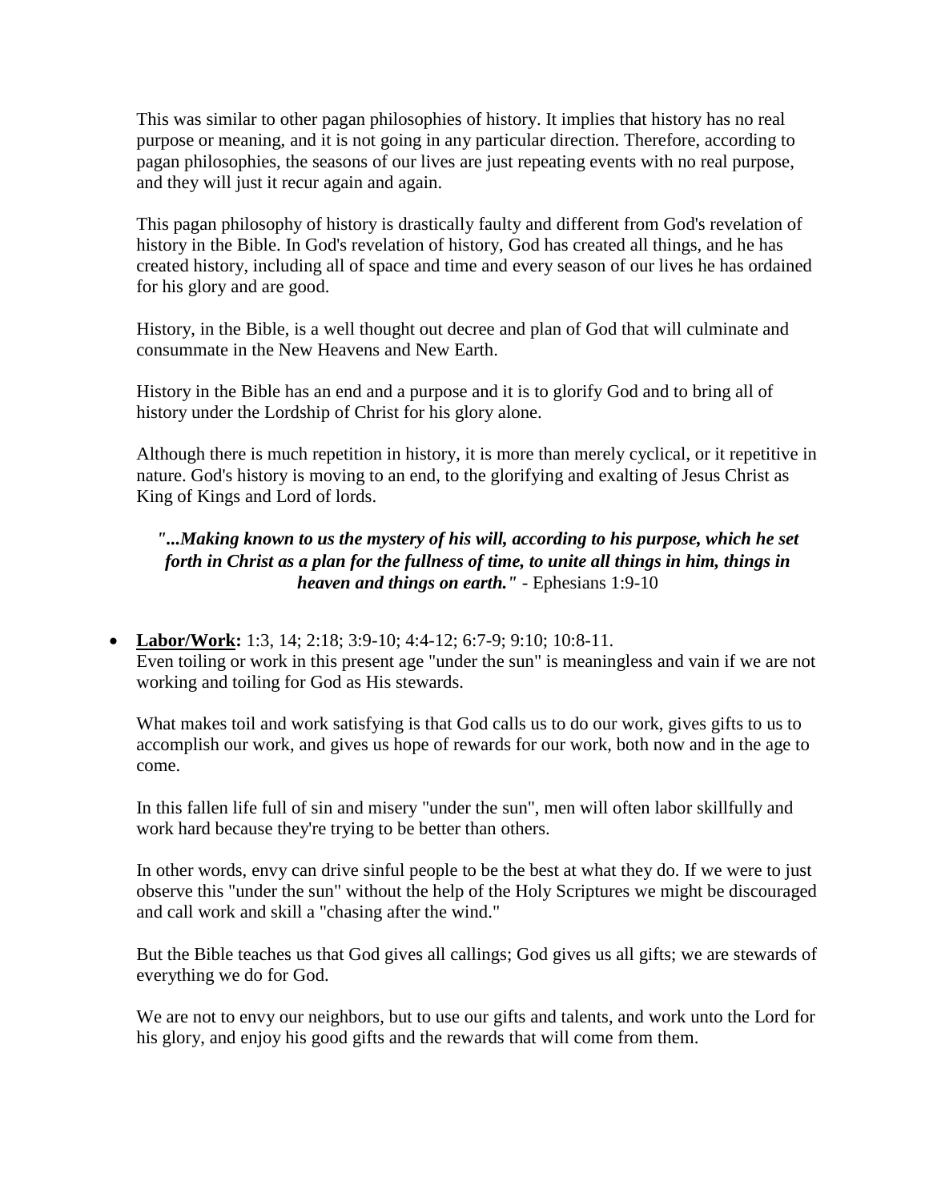This was similar to other pagan philosophies of history. It implies that history has no real purpose or meaning, and it is not going in any particular direction. Therefore, according to pagan philosophies, the seasons of our lives are just repeating events with no real purpose, and they will just it recur again and again.

This pagan philosophy of history is drastically faulty and different from God's revelation of history in the Bible. In God's revelation of history, God has created all things, and he has created history, including all of space and time and every season of our lives he has ordained for his glory and are good.

History, in the Bible, is a well thought out decree and plan of God that will culminate and consummate in the New Heavens and New Earth.

History in the Bible has an end and a purpose and it is to glorify God and to bring all of history under the Lordship of Christ for his glory alone.

Although there is much repetition in history, it is more than merely cyclical, or it repetitive in nature. God's history is moving to an end, to the glorifying and exalting of Jesus Christ as King of Kings and Lord of lords.

> ***"...Making known to us the mystery of his will, according to his purpose, which he set forth in Christ as a plan for the fullness of time, to unite all things in him, things in heaven and things on earth."*** - Ephesians 1:9-10

- **Labor/Work:** 1:3, 14; 2:18; 3:9-10; 4:4-12; 6:7-9; 9:10; 10:8-11.
  Even toiling or work in this present age "under the sun" is meaningless and vain if we are not working and toiling for God as His stewards.

  What makes toil and work satisfying is that God calls us to do our work, gives gifts to us to accomplish our work, and gives us hope of rewards for our work, both now and in the age to come.

  In this fallen life full of sin and misery "under the sun", men will often labor skillfully and work hard because they're trying to be better than others.

  In other words, envy can drive sinful people to be the best at what they do. If we were to just observe this "under the sun" without the help of the Holy Scriptures we might be discouraged and call work and skill a "chasing after the wind."

  But the Bible teaches us that God gives all callings; God gives us all gifts; we are stewards of everything we do for God.

  We are not to envy our neighbors, but to use our gifts and talents, and work unto the Lord for his glory, and enjoy his good gifts and the rewards that will come from them.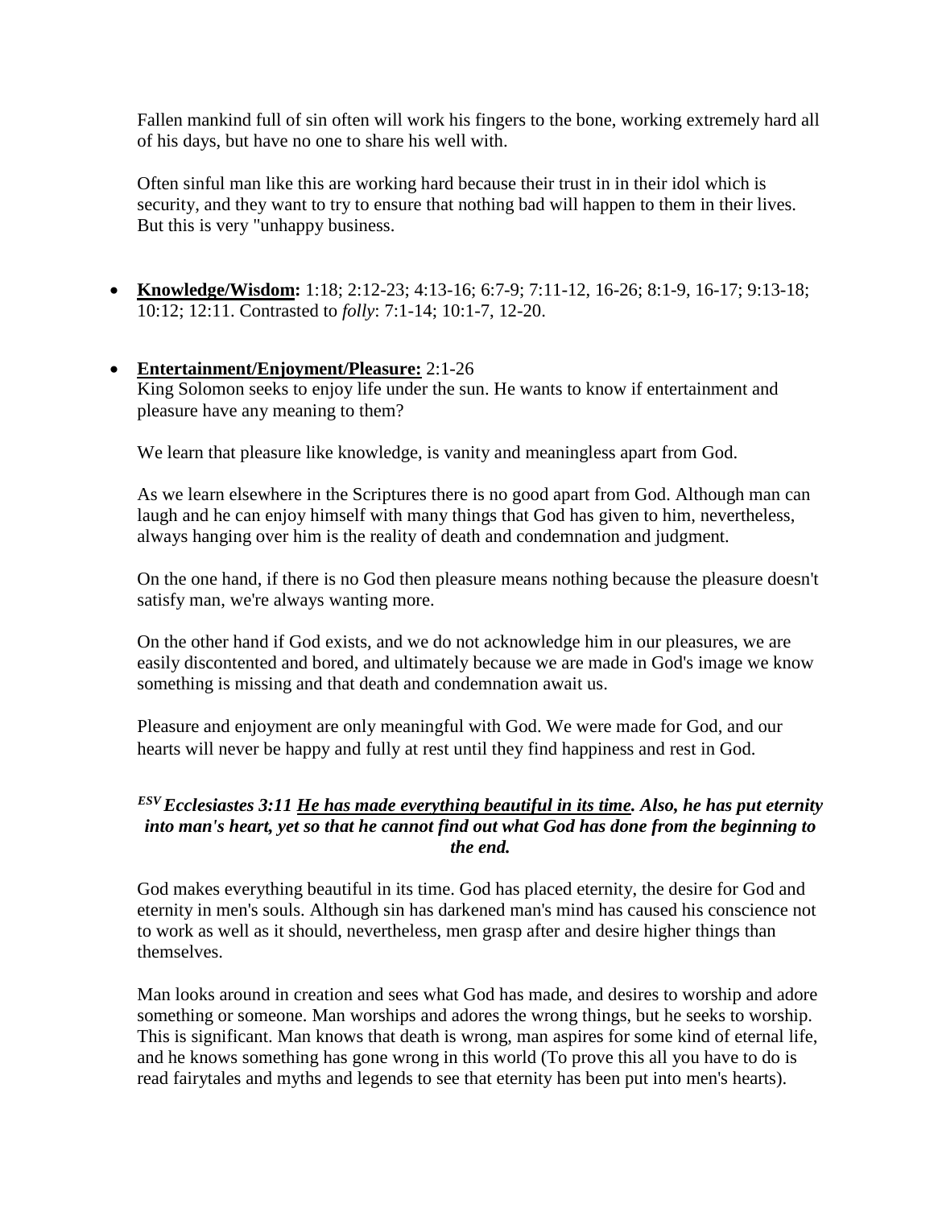Fallen mankind full of sin often will work his fingers to the bone, working extremely hard all of his days, but have no one to share his well with.

Often sinful man like this are working hard because their trust in in their idol which is security, and they want to try to ensure that nothing bad will happen to them in their lives. But this is very "unhappy business.

- **Knowledge/Wisdom:** 1:18; 2:12-23; 4:13-16; 6:7-9; 7:11-12, 16-26; 8:1-9, 16-17; 9:13-18; 10:12; 12:11. Contrasted to *folly*: 7:1-14; 10:1-7, 12-20.

- **Entertainment/Enjoyment/Pleasure:** 2:1-26
  King Solomon seeks to enjoy life under the sun. He wants to know if entertainment and pleasure have any meaning to them?

  We learn that pleasure like knowledge, is vanity and meaningless apart from God.

  As we learn elsewhere in the Scriptures there is no good apart from God. Although man can laugh and he can enjoy himself with many things that God has given to him, nevertheless, always hanging over him is the reality of death and condemnation and judgment.

  On the one hand, if there is no God then pleasure means nothing because the pleasure doesn't satisfy man, we're always wanting more.

  On the other hand if God exists, and we do not acknowledge him in our pleasures, we are easily discontented and bored, and ultimately because we are made in God's image we know something is missing and that death and condemnation await us.

  Pleasure and enjoyment are only meaningful with God. We were made for God, and our hearts will never be happy and fully at rest until they find happiness and rest in God.

***ESV Ecclesiastes 3:11 <u>He has made everything beautiful in its time</u>. Also, he has put eternity into man's heart, yet so that he cannot find out what God has done from the beginning to the end.***

God makes everything beautiful in its time. God has placed eternity, the desire for God and eternity in men's souls. Although sin has darkened man's mind has caused his conscience not to work as well as it should, nevertheless, men grasp after and desire higher things than themselves.

Man looks around in creation and sees what God has made, and desires to worship and adore something or someone. Man worships and adores the wrong things, but he seeks to worship. This is significant. Man knows that death is wrong, man aspires for some kind of eternal life, and he knows something has gone wrong in this world (To prove this all you have to do is read fairytales and myths and legends to see that eternity has been put into men's hearts).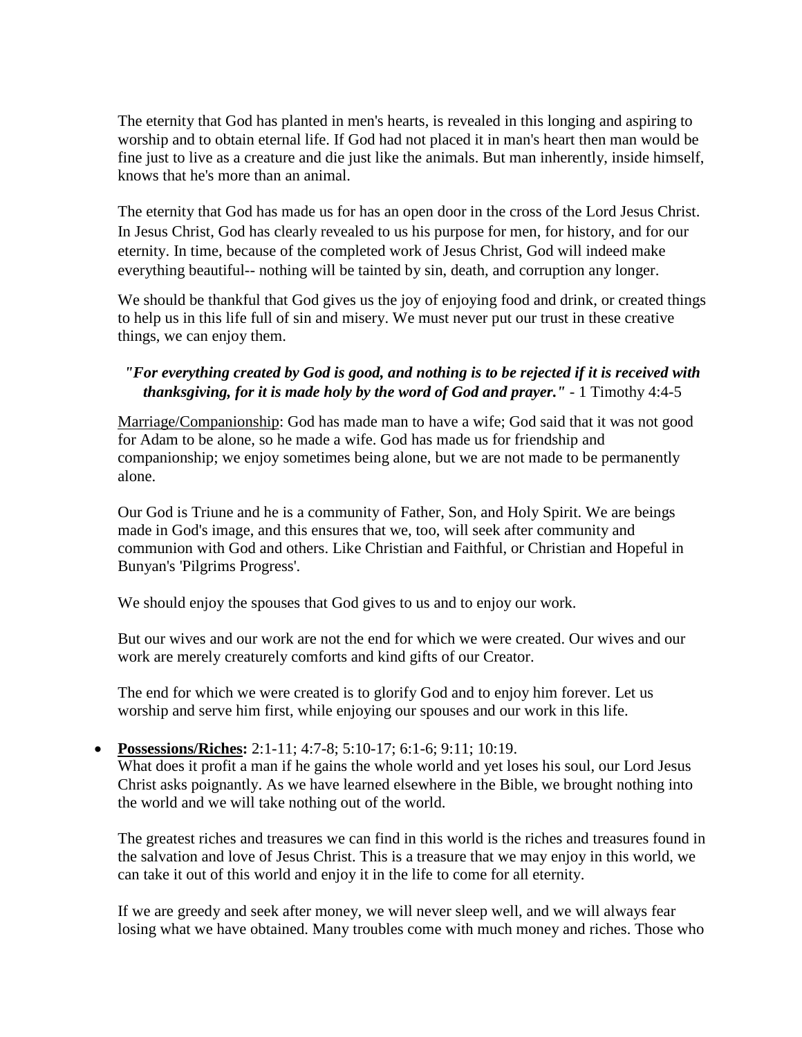The eternity that God has planted in men's hearts, is revealed in this longing and aspiring to worship and to obtain eternal life. If God had not placed it in man's heart then man would be fine just to live as a creature and die just like the animals. But man inherently, inside himself, knows that he's more than an animal.

The eternity that God has made us for has an open door in the cross of the Lord Jesus Christ. In Jesus Christ, God has clearly revealed to us his purpose for men, for history, and for our eternity. In time, because of the completed work of Jesus Christ, God will indeed make everything beautiful-- nothing will be tainted by sin, death, and corruption any longer.

We should be thankful that God gives us the joy of enjoying food and drink, or created things to help us in this life full of sin and misery. We must never put our trust in these creative things, we can enjoy them.

***"For everything created by God is good, and nothing is to be rejected if it is received with thanksgiving, for it is made holy by the word of God and prayer."*** - 1 Timothy 4:4-5

<u>Marriage/Companionship</u>: God has made man to have a wife; God said that it was not good for Adam to be alone, so he made a wife. God has made us for friendship and companionship; we enjoy sometimes being alone, but we are not made to be permanently alone.

Our God is Triune and he is a community of Father, Son, and Holy Spirit. We are beings made in God's image, and this ensures that we, too, will seek after community and communion with God and others. Like Christian and Faithful, or Christian and Hopeful in Bunyan's 'Pilgrims Progress'.

We should enjoy the spouses that God gives to us and to enjoy our work.

But our wives and our work are not the end for which we were created. Our wives and our work are merely creaturely comforts and kind gifts of our Creator.

The end for which we were created is to glorify God and to enjoy him forever. Let us worship and serve him first, while enjoying our spouses and our work in this life.

- **Possessions/Riches:** 2:1-11; 4:7-8; 5:10-17; 6:1-6; 9:11; 10:19.
  What does it profit a man if he gains the whole world and yet loses his soul, our Lord Jesus Christ asks poignantly. As we have learned elsewhere in the Bible, we brought nothing into the world and we will take nothing out of the world.

  The greatest riches and treasures we can find in this world is the riches and treasures found in the salvation and love of Jesus Christ. This is a treasure that we may enjoy in this world, we can take it out of this world and enjoy it in the life to come for all eternity.

  If we are greedy and seek after money, we will never sleep well, and we will always fear losing what we have obtained. Many troubles come with much money and riches. Those who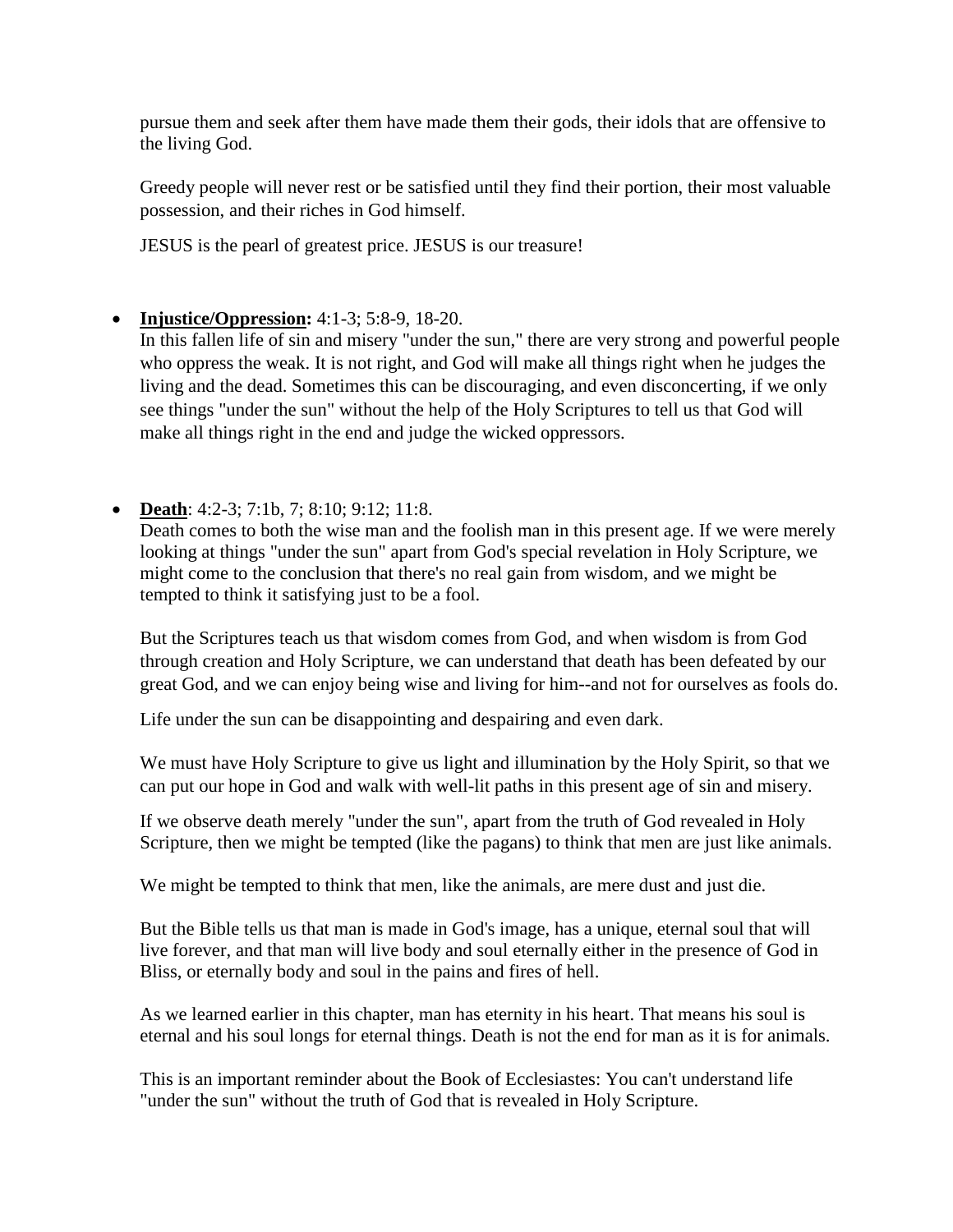pursue them and seek after them have made them their gods, their idols that are offensive to the living God.

Greedy people will never rest or be satisfied until they find their portion, their most valuable possession, and their riches in God himself.

JESUS is the pearl of greatest price. JESUS is our treasure!

- **Injustice/Oppression:** 4:1-3; 5:8-9, 18-20.
  In this fallen life of sin and misery "under the sun," there are very strong and powerful people who oppress the weak. It is not right, and God will make all things right when he judges the living and the dead. Sometimes this can be discouraging, and even disconcerting, if we only see things "under the sun" without the help of the Holy Scriptures to tell us that God will make all things right in the end and judge the wicked oppressors.

- **Death**: 4:2-3; 7:1b, 7; 8:10; 9:12; 11:8.
  Death comes to both the wise man and the foolish man in this present age. If we were merely looking at things "under the sun" apart from God's special revelation in Holy Scripture, we might come to the conclusion that there's no real gain from wisdom, and we might be tempted to think it satisfying just to be a fool.

  But the Scriptures teach us that wisdom comes from God, and when wisdom is from God through creation and Holy Scripture, we can understand that death has been defeated by our great God, and we can enjoy being wise and living for him--and not for ourselves as fools do.

  Life under the sun can be disappointing and despairing and even dark.

  We must have Holy Scripture to give us light and illumination by the Holy Spirit, so that we can put our hope in God and walk with well-lit paths in this present age of sin and misery.

  If we observe death merely "under the sun", apart from the truth of God revealed in Holy Scripture, then we might be tempted (like the pagans) to think that men are just like animals.

  We might be tempted to think that men, like the animals, are mere dust and just die.

  But the Bible tells us that man is made in God's image, has a unique, eternal soul that will live forever, and that man will live body and soul eternally either in the presence of God in Bliss, or eternally body and soul in the pains and fires of hell.

  As we learned earlier in this chapter, man has eternity in his heart. That means his soul is eternal and his soul longs for eternal things. Death is not the end for man as it is for animals.

  This is an important reminder about the Book of Ecclesiastes: You can't understand life "under the sun" without the truth of God that is revealed in Holy Scripture.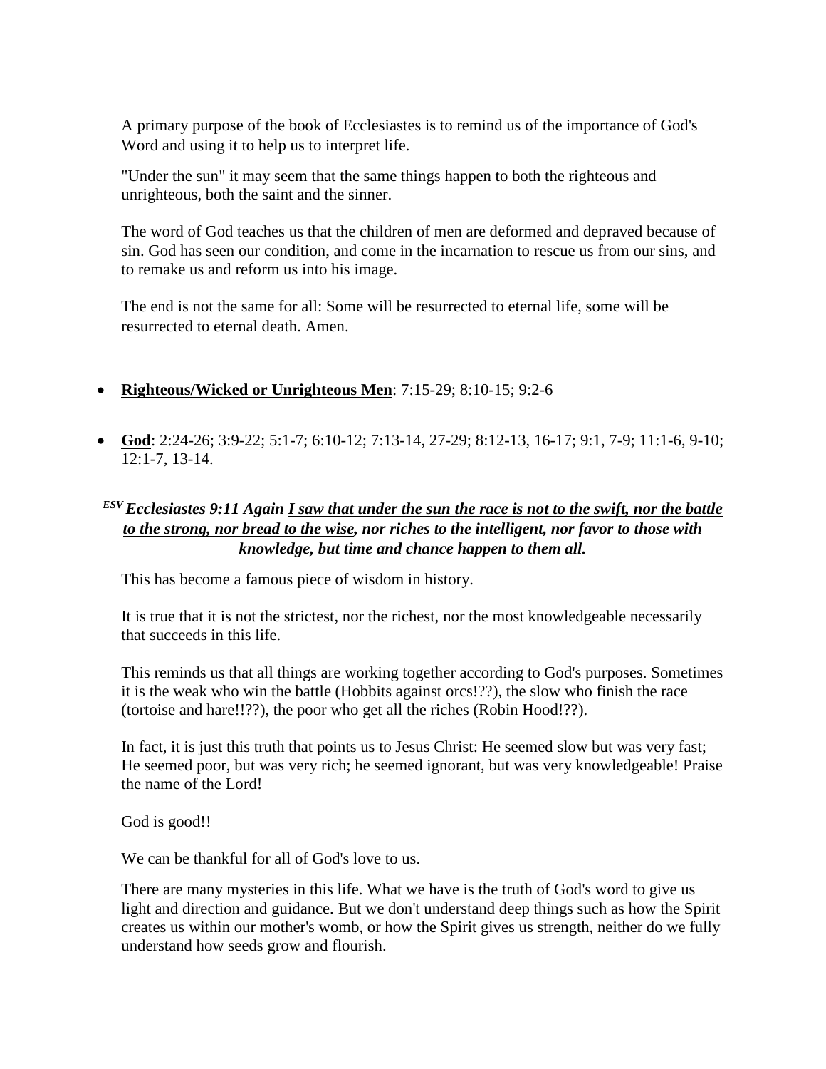A primary purpose of the book of Ecclesiastes is to remind us of the importance of God's Word and using it to help us to interpret life.

"Under the sun" it may seem that the same things happen to both the righteous and unrighteous, both the saint and the sinner.

The word of God teaches us that the children of men are deformed and depraved because of sin. God has seen our condition, and come in the incarnation to rescue us from our sins, and to remake us and reform us into his image.

The end is not the same for all: Some will be resurrected to eternal life, some will be resurrected to eternal death. Amen.

- **<u>Righteous/Wicked or Unrighteous Men</u>**: 7:15-29; 8:10-15; 9:2-6

- **<u>God</u>**: 2:24-26; 3:9-22; 5:1-7; 6:10-12; 7:13-14, 27-29; 8:12-13, 16-17; 9:1, 7-9; 11:1-6, 9-10; 12:1-7, 13-14.

***ESV* Ecclesiastes 9:11 Again <u>I saw that under the sun the race is not to the swift, nor the battle to the strong, nor bread to the wise</u>, nor riches to the intelligent, nor favor to those with knowledge, but time and chance happen to them all.**

This has become a famous piece of wisdom in history.

It is true that it is not the strictest, nor the richest, nor the most knowledgeable necessarily that succeeds in this life.

This reminds us that all things are working together according to God's purposes. Sometimes it is the weak who win the battle (Hobbits against orcs!??), the slow who finish the race (tortoise and hare!!??), the poor who get all the riches (Robin Hood!??).

In fact, it is just this truth that points us to Jesus Christ: He seemed slow but was very fast; He seemed poor, but was very rich; he seemed ignorant, but was very knowledgeable! Praise the name of the Lord!

God is good!!

We can be thankful for all of God's love to us.

There are many mysteries in this life. What we have is the truth of God's word to give us light and direction and guidance. But we don't understand deep things such as how the Spirit creates us within our mother's womb, or how the Spirit gives us strength, neither do we fully understand how seeds grow and flourish.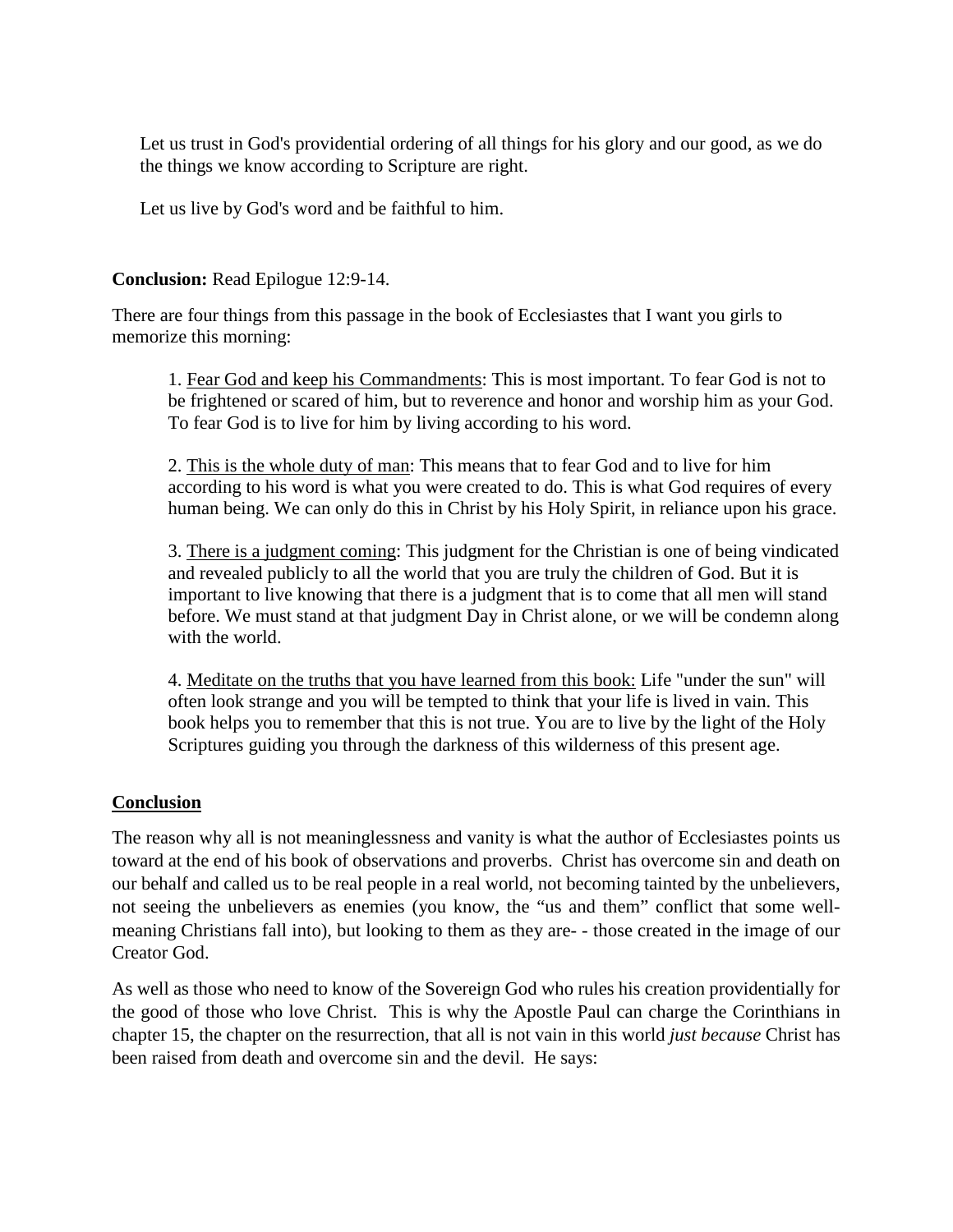Let us trust in God's providential ordering of all things for his glory and our good, as we do the things we know according to Scripture are right.

Let us live by God's word and be faithful to him.

**Conclusion:** Read Epilogue 12:9-14.

There are four things from this passage in the book of Ecclesiastes that I want you girls to memorize this morning:

1. Fear God and keep his Commandments: This is most important. To fear God is not to be frightened or scared of him, but to reverence and honor and worship him as your God. To fear God is to live for him by living according to his word.

2. This is the whole duty of man: This means that to fear God and to live for him according to his word is what you were created to do. This is what God requires of every human being. We can only do this in Christ by his Holy Spirit, in reliance upon his grace.

3. There is a judgment coming: This judgment for the Christian is one of being vindicated and revealed publicly to all the world that you are truly the children of God. But it is important to live knowing that there is a judgment that is to come that all men will stand before. We must stand at that judgment Day in Christ alone, or we will be condemn along with the world.

4. Meditate on the truths that you have learned from this book: Life "under the sun" will often look strange and you will be tempted to think that your life is lived in vain. This book helps you to remember that this is not true. You are to live by the light of the Holy Scriptures guiding you through the darkness of this wilderness of this present age.

**Conclusion**

The reason why all is not meaninglessness and vanity is what the author of Ecclesiastes points us toward at the end of his book of observations and proverbs. Christ has overcome sin and death on our behalf and called us to be real people in a real world, not becoming tainted by the unbelievers, not seeing the unbelievers as enemies (you know, the "us and them" conflict that some well-meaning Christians fall into), but looking to them as they are- - those created in the image of our Creator God.

As well as those who need to know of the Sovereign God who rules his creation providentially for the good of those who love Christ. This is why the Apostle Paul can charge the Corinthians in chapter 15, the chapter on the resurrection, that all is not vain in this world *just because* Christ has been raised from death and overcome sin and the devil. He says: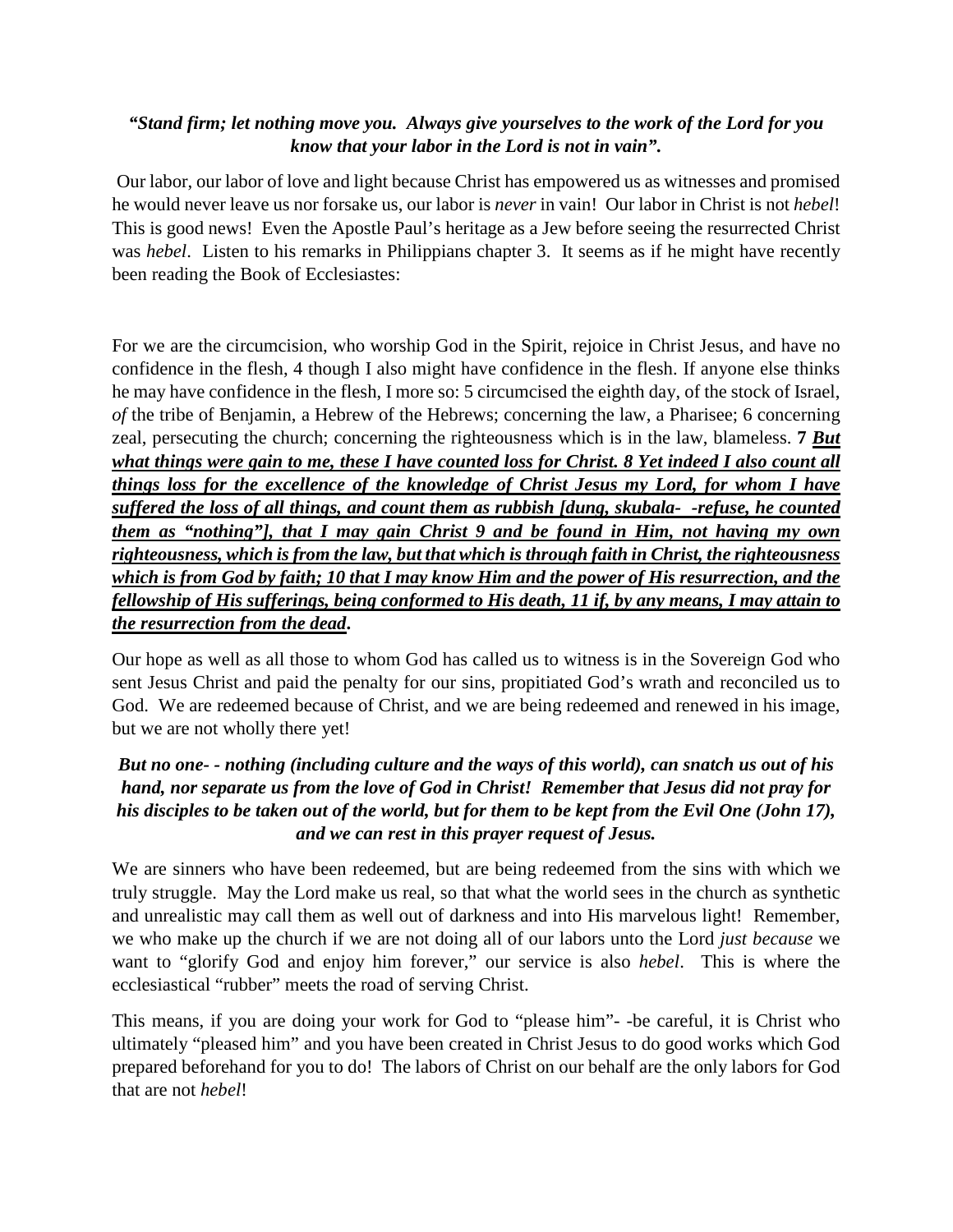***"Stand firm; let nothing move you. Always give yourselves to the work of the Lord for you know that your labor in the Lord is not in vain".***

Our labor, our labor of love and light because Christ has empowered us as witnesses and promised he would never leave us nor forsake us, our labor is *never* in vain! Our labor in Christ is not *hebel*! This is good news! Even the Apostle Paul's heritage as a Jew before seeing the resurrected Christ was *hebel*. Listen to his remarks in Philippians chapter 3. It seems as if he might have recently been reading the Book of Ecclesiastes:

For we are the circumcision, who worship God in the Spirit, rejoice in Christ Jesus, and have no confidence in the flesh, 4 though I also might have confidence in the flesh. If anyone else thinks he may have confidence in the flesh, I more so: 5 circumcised the eighth day, of the stock of Israel, *of* the tribe of Benjamin, a Hebrew of the Hebrews; concerning the law, a Pharisee; 6 concerning zeal, persecuting the church; concerning the righteousness which is in the law, blameless. **7 *<u>But what things were gain to me, these I have counted loss for Christ. 8 Yet indeed I also count all things loss for the excellence of the knowledge of Christ Jesus my Lord, for whom I have suffered the loss of all things, and count them as rubbish [dung, skubala- -refuse, he counted them as "nothing"], that I may gain Christ 9 and be found in Him, not having my own righteousness, which is from the law, but that which is through faith in Christ, the righteousness which is from God by faith; 10 that I may know Him and the power of His resurrection, and the fellowship of His sufferings, being conformed to His death, 11 if, by any means, I may attain to the resurrection from the dead</u>*.**

Our hope as well as all those to whom God has called us to witness is in the Sovereign God who sent Jesus Christ and paid the penalty for our sins, propitiated God's wrath and reconciled us to God. We are redeemed because of Christ, and we are being redeemed and renewed in his image, but we are not wholly there yet!

***But no one- - nothing (including culture and the ways of this world), can snatch us out of his hand, nor separate us from the love of God in Christ! Remember that Jesus did not pray for his disciples to be taken out of the world, but for them to be kept from the Evil One (John 17), and we can rest in this prayer request of Jesus.***

We are sinners who have been redeemed, but are being redeemed from the sins with which we truly struggle. May the Lord make us real, so that what the world sees in the church as synthetic and unrealistic may call them as well out of darkness and into His marvelous light! Remember, we who make up the church if we are not doing all of our labors unto the Lord *just because* we want to "glorify God and enjoy him forever," our service is also *hebel*. This is where the ecclesiastical "rubber" meets the road of serving Christ.

This means, if you are doing your work for God to "please him"- -be careful, it is Christ who ultimately "pleased him" and you have been created in Christ Jesus to do good works which God prepared beforehand for you to do! The labors of Christ on our behalf are the only labors for God that are not *hebel*!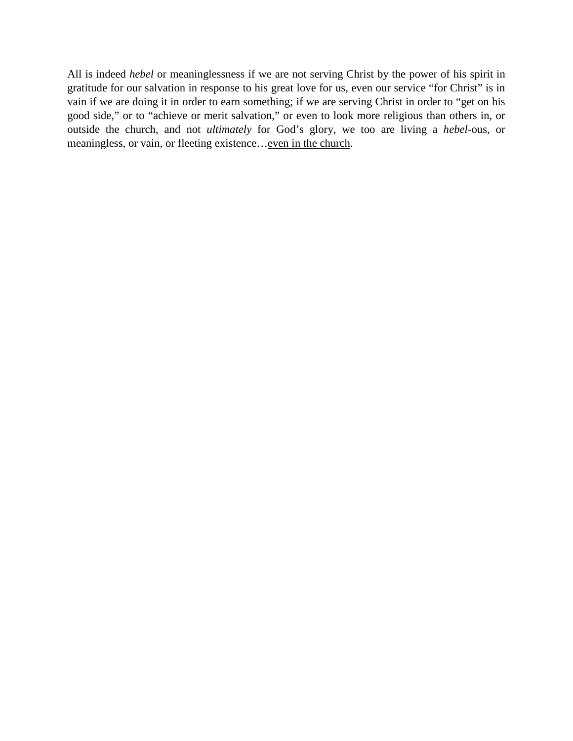All is indeed *hebel* or meaninglessness if we are not serving Christ by the power of his spirit in gratitude for our salvation in response to his great love for us, even our service “for Christ” is in vain if we are doing it in order to earn something; if we are serving Christ in order to “get on his good side,” or to “achieve or merit salvation,” or even to look more religious than others in, or outside the church, and not *ultimately* for God’s glory, we too are living a *hebel*-ous, or meaningless, or vain, or fleeting existence…<u>even in the church</u>.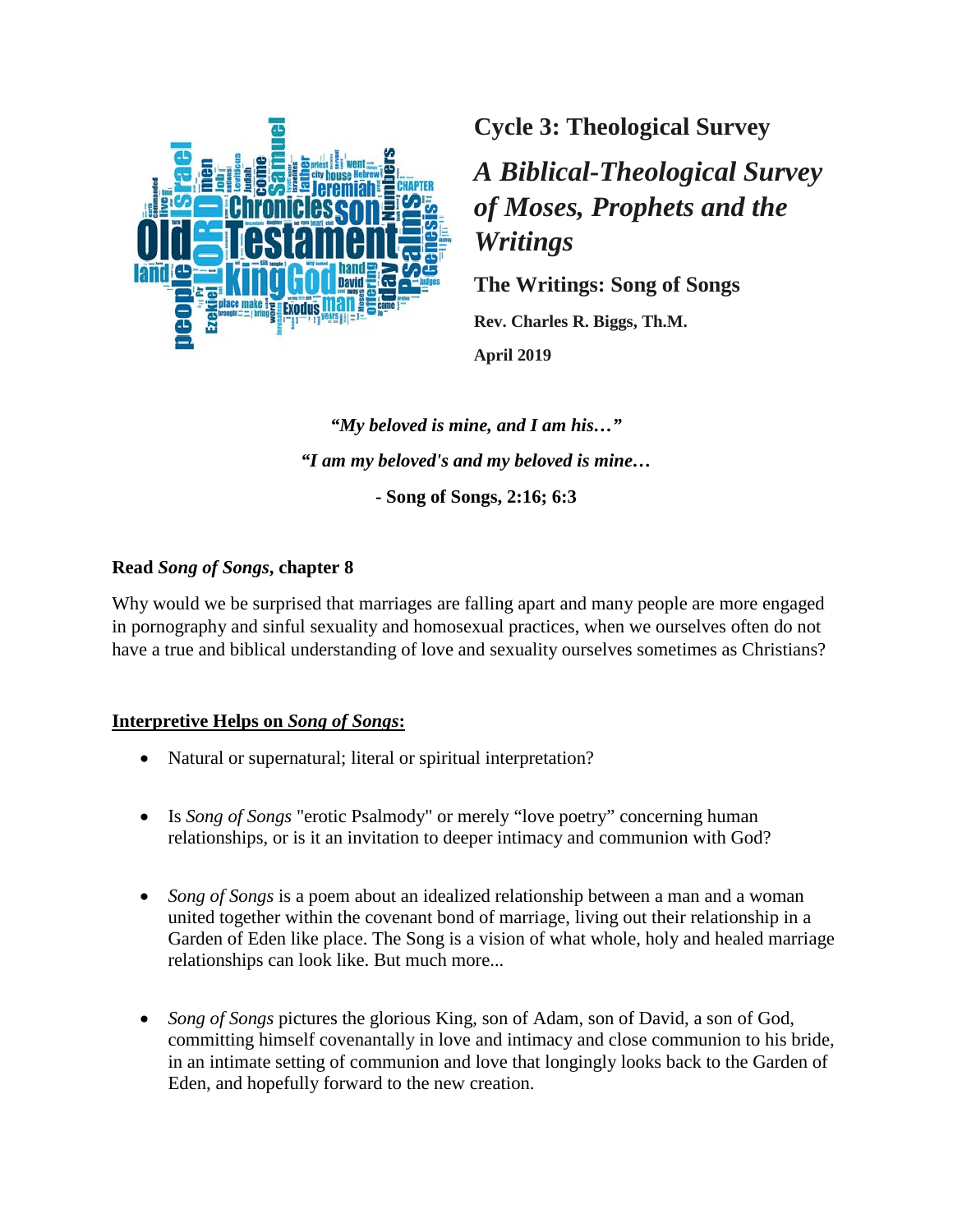# Cycle 3: Theological Survey

## *A Biblical-Theological Survey of Moses, Prophets and the Writings*

### The Writings: Song of Songs

**Rev. Charles R. Biggs, Th.M.**

**April 2019**

***"My beloved is mine, and I am his…"***

***"I am my beloved's and my beloved is mine…***

**- Song of Songs, 2:16; 6:3**

**Read *Song of Songs*, chapter 8**

Why would we be surprised that marriages are falling apart and many people are more engaged in pornography and sinful sexuality and homosexual practices, when we ourselves often do not have a true and biblical understanding of love and sexuality ourselves sometimes as Christians?

**Interpretive Helps on *Song of Songs*:**

- Natural or supernatural; literal or spiritual interpretation?
- Is *Song of Songs* "erotic Psalmody" or merely "love poetry" concerning human relationships, or is it an invitation to deeper intimacy and communion with God?
- *Song of Songs* is a poem about an idealized relationship between a man and a woman united together within the covenant bond of marriage, living out their relationship in a Garden of Eden like place. The Song is a vision of what whole, holy and healed marriage relationships can look like. But much more...
- *Song of Songs* pictures the glorious King, son of Adam, son of David, a son of God, committing himself covenantally in love and intimacy and close communion to his bride, in an intimate setting of communion and love that longingly looks back to the Garden of Eden, and hopefully forward to the new creation.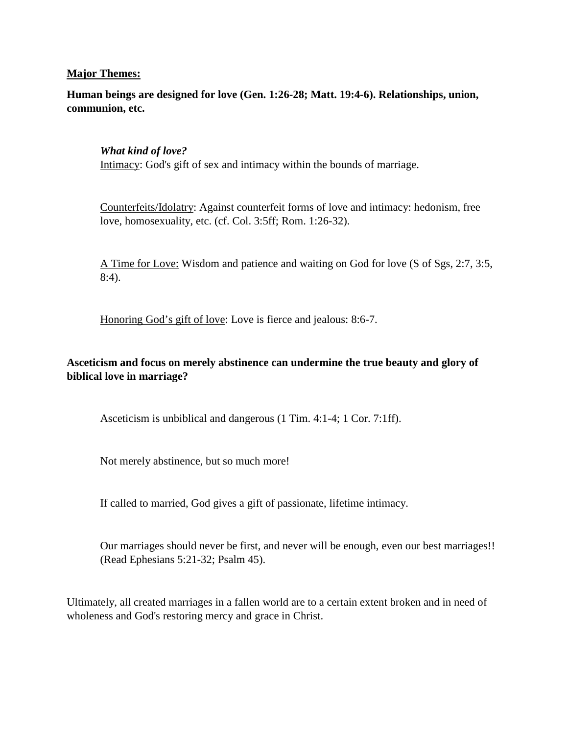**<u>Major Themes:</u>**

**Human beings are designed for love (Gen. 1:26-28; Matt. 19:4-6). Relationships, union, communion, etc.**

> ***What kind of love?***
> <u>Intimacy</u>: God's gift of sex and intimacy within the bounds of marriage.
>
> <u>Counterfeits/Idolatry</u>: Against counterfeit forms of love and intimacy: hedonism, free love, homosexuality, etc. (cf. Col. 3:5ff; Rom. 1:26-32).
>
> <u>A Time for Love:</u> Wisdom and patience and waiting on God for love (S of Sgs, 2:7, 3:5, 8:4).
>
> <u>Honoring God's gift of love</u>: Love is fierce and jealous: 8:6-7.

**Asceticism and focus on merely abstinence can undermine the true beauty and glory of biblical love in marriage?**

> Asceticism is unbiblical and dangerous (1 Tim. 4:1-4; 1 Cor. 7:1ff).
>
> Not merely abstinence, but so much more!
>
> If called to married, God gives a gift of passionate, lifetime intimacy.
>
> Our marriages should never be first, and never will be enough, even our best marriages!! (Read Ephesians 5:21-32; Psalm 45).

Ultimately, all created marriages in a fallen world are to a certain extent broken and in need of wholeness and God's restoring mercy and grace in Christ.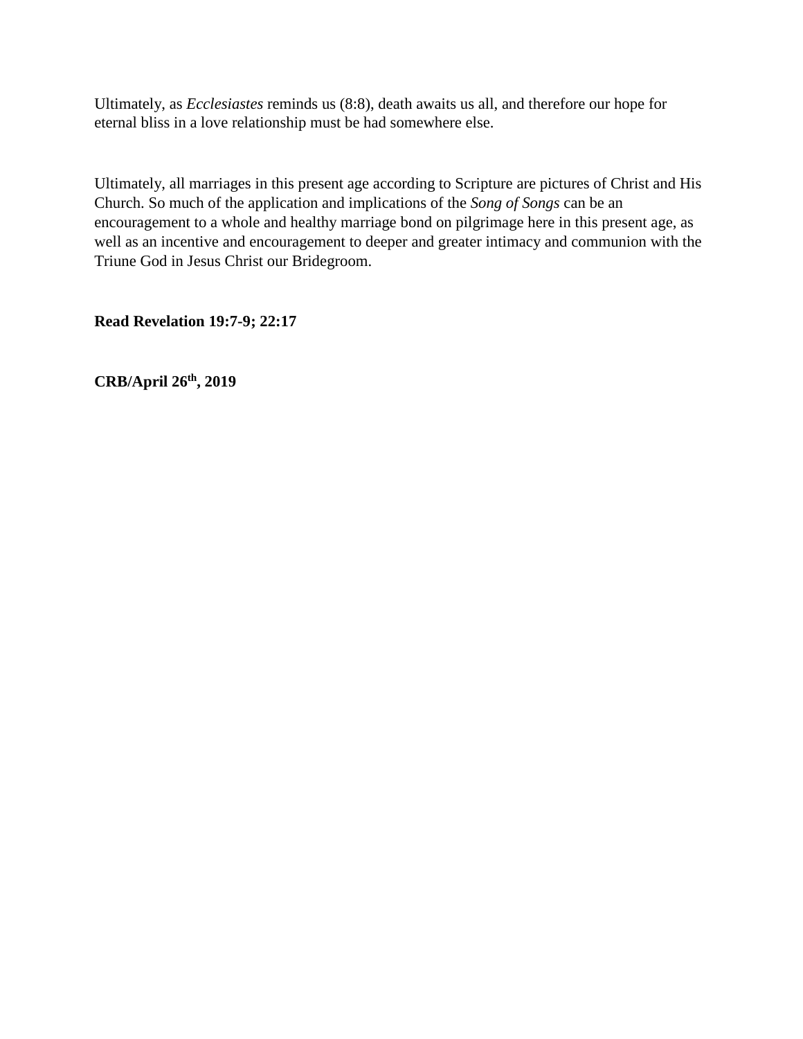Ultimately, as *Ecclesiastes* reminds us (8:8), death awaits us all, and therefore our hope for eternal bliss in a love relationship must be had somewhere else.

Ultimately, all marriages in this present age according to Scripture are pictures of Christ and His Church. So much of the application and implications of the *Song of Songs* can be an encouragement to a whole and healthy marriage bond on pilgrimage here in this present age, as well as an incentive and encouragement to deeper and greater intimacy and communion with the Triune God in Jesus Christ our Bridegroom.

**Read Revelation 19:7-9; 22:17**

**CRB/April 26th, 2019**